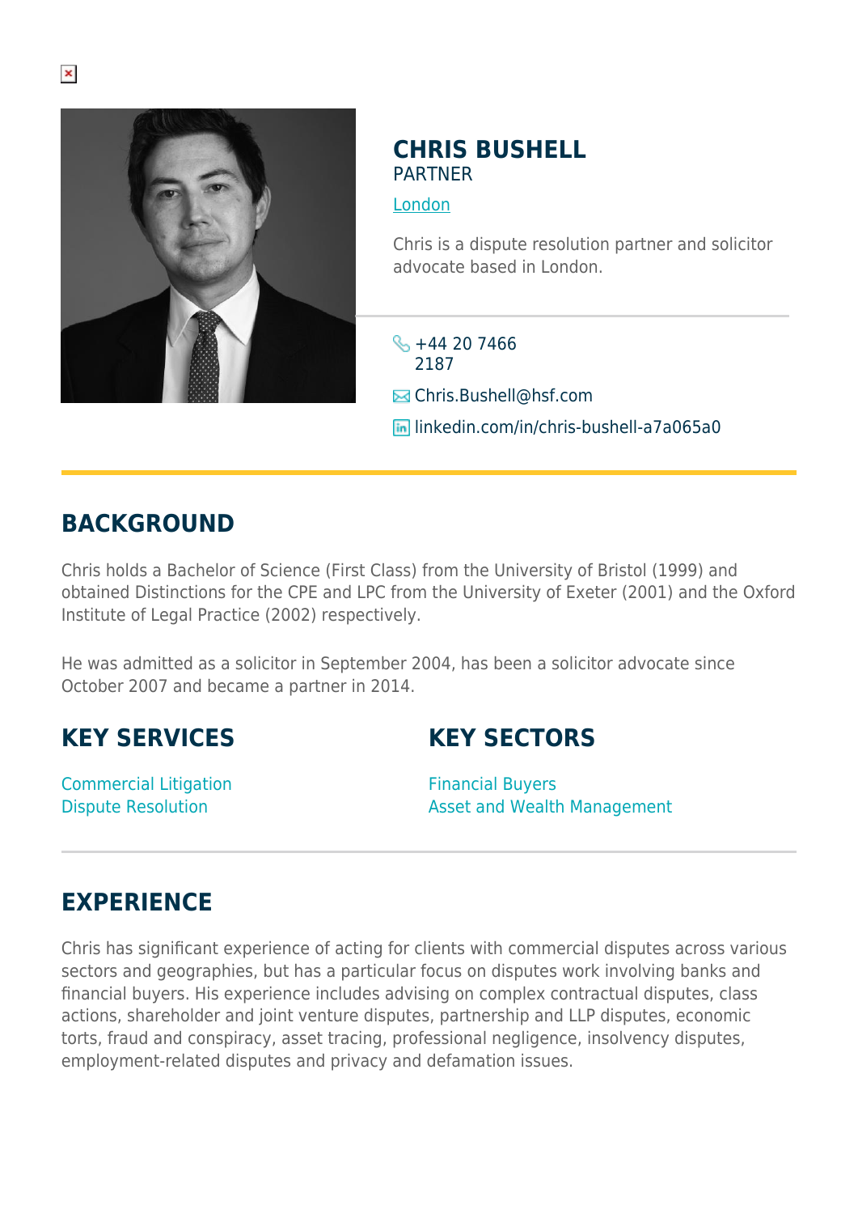# CHRIS BUSHELL

PARTNER

London

Chris is a dispute resolution partner and solicitor advocate based in London.

+44 20 7466 2187

Chris.Bushell@hsf.com

linkedin.com/in/chris-bushell-a7a065a0

## BACKGROUND

Chris holds a Bachelor of Science (First Class) from the University of Bristol (1999) and obtained Distinctions for the CPE and LPC from the University of Exeter (2001) and the Oxford Institute of Legal Practice (2002) respectively.

He was admitted as a solicitor in September 2004, has been a solicitor advocate since October 2007 and became a partner in 2014.

## KEY SERVICES

Commercial Litigation
Dispute Resolution

## KEY SECTORS

Financial Buyers
Asset and Wealth Management

## EXPERIENCE

Chris has significant experience of acting for clients with commercial disputes across various sectors and geographies, but has a particular focus on disputes work involving banks and financial buyers. His experience includes advising on complex contractual disputes, class actions, shareholder and joint venture disputes, partnership and LLP disputes, economic torts, fraud and conspiracy, asset tracing, professional negligence, insolvency disputes, employment-related disputes and privacy and defamation issues.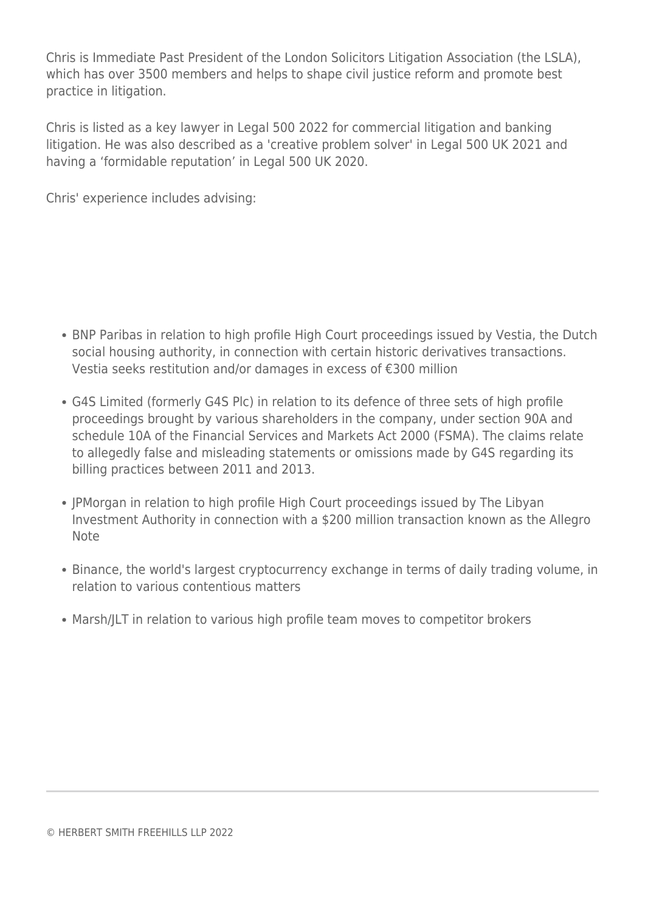Chris is Immediate Past President of the London Solicitors Litigation Association (the LSLA), which has over 3500 members and helps to shape civil justice reform and promote best practice in litigation.

Chris is listed as a key lawyer in Legal 500 2022 for commercial litigation and banking litigation. He was also described as a 'creative problem solver' in Legal 500 UK 2021 and having a 'formidable reputation' in Legal 500 UK 2020.

Chris' experience includes advising:

- BNP Paribas in relation to high profile High Court proceedings issued by Vestia, the Dutch social housing authority, in connection with certain historic derivatives transactions. Vestia seeks restitution and/or damages in excess of €300 million
- G4S Limited (formerly G4S Plc) in relation to its defence of three sets of high profile proceedings brought by various shareholders in the company, under section 90A and schedule 10A of the Financial Services and Markets Act 2000 (FSMA). The claims relate to allegedly false and misleading statements or omissions made by G4S regarding its billing practices between 2011 and 2013.
- JPMorgan in relation to high profile High Court proceedings issued by The Libyan Investment Authority in connection with a $200 million transaction known as the Allegro Note
- Binance, the world's largest cryptocurrency exchange in terms of daily trading volume, in relation to various contentious matters
- Marsh/JLT in relation to various high profile team moves to competitor brokers

© HERBERT SMITH FREEHILLS LLP 2022